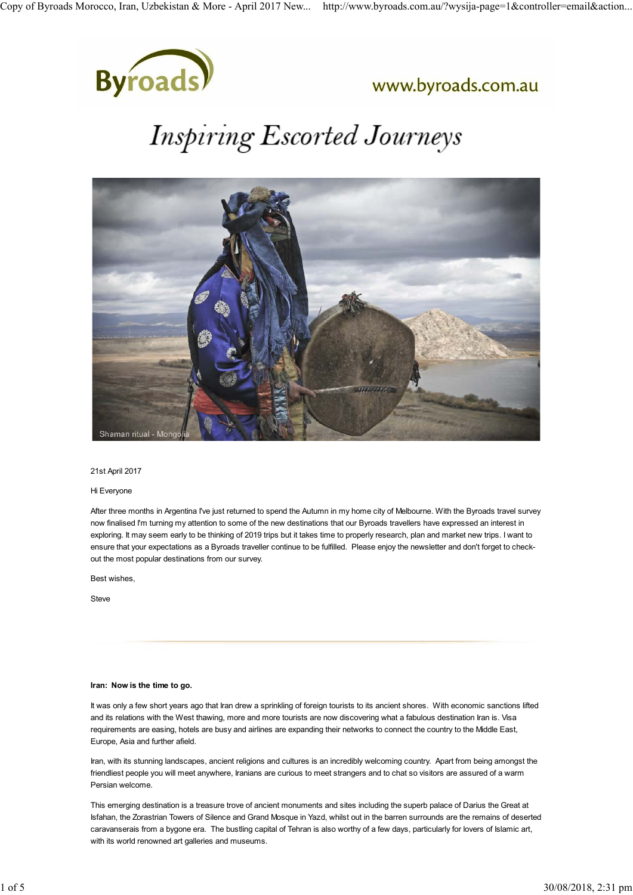Byroads

www.byroads.com.au

# *Inspiring Escorted Journeys*

Shaman ritual - Mongolia

21st April 2017

Hi Everyone

After three months in Argentina I've just returned to spend the Autumn in my home city of Melbourne. With the Byroads travel survey now finalised I'm turning my attention to some of the new destinations that our Byroads travellers have expressed an interest in exploring. It may seem early to be thinking of 2019 trips but it takes time to properly research, plan and market new trips. I want to ensure that your expectations as a Byroads traveller continue to be fulfilled. Please enjoy the newsletter and don't forget to check-out the most popular destinations from our survey.

Best wishes,

Steve

---

**Iran: Now is the time to go.**

It was only a few short years ago that Iran drew a sprinkling of foreign tourists to its ancient shores. With economic sanctions lifted and its relations with the West thawing, more and more tourists are now discovering what a fabulous destination Iran is. Visa requirements are easing, hotels are busy and airlines are expanding their networks to connect the country to the Middle East, Europe, Asia and further afield.

Iran, with its stunning landscapes, ancient religions and cultures is an incredibly welcoming country. Apart from being amongst the friendliest people you will meet anywhere, Iranians are curious to meet strangers and to chat so visitors are assured of a warm Persian welcome.

This emerging destination is a treasure trove of ancient monuments and sites including the superb palace of Darius the Great at Isfahan, the Zorastrian Towers of Silence and Grand Mosque in Yazd, whilst out in the barren surrounds are the remains of deserted caravanserais from a bygone era. The bustling capital of Tehran is also worthy of a few days, particularly for lovers of Islamic art, with its world renowned art galleries and museums.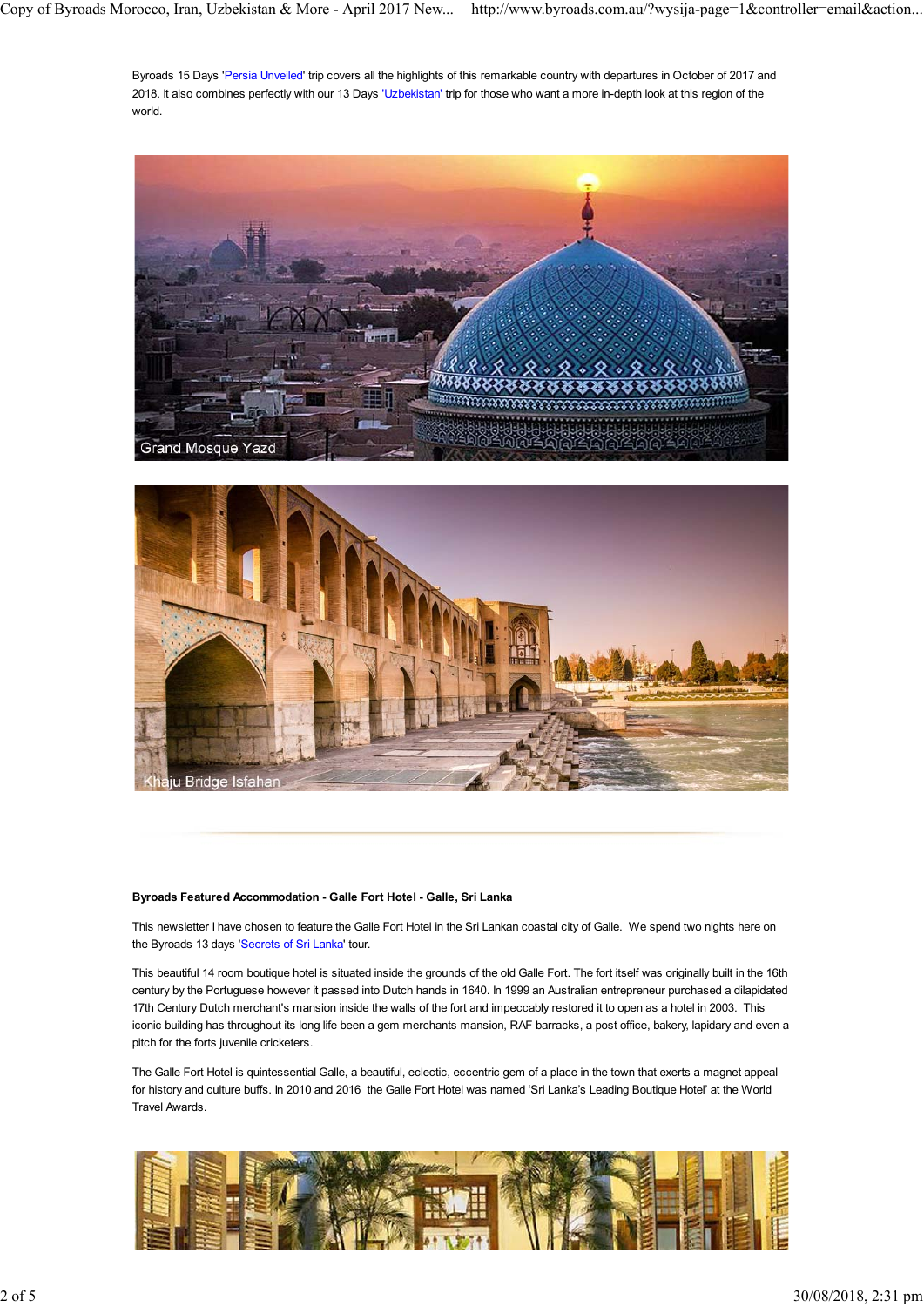Byroads 15 Days 'Persia Unveiled' trip covers all the highlights of this remarkable country with departures in October of 2017 and 2018. It also combines perfectly with our 13 Days 'Uzbekistan' trip for those who want a more in-depth look at this region of the world.

Grand Mosque Yazd

Khaju Bridge Isfahan

**Byroads Featured Accommodation - Galle Fort Hotel - Galle, Sri Lanka**

This newsletter I have chosen to feature the Galle Fort Hotel in the Sri Lankan coastal city of Galle. We spend two nights here on the Byroads 13 days 'Secrets of Sri Lanka' tour.

This beautiful 14 room boutique hotel is situated inside the grounds of the old Galle Fort. The fort itself was originally built in the 16th century by the Portuguese however it passed into Dutch hands in 1640. In 1999 an Australian entrepreneur purchased a dilapidated 17th Century Dutch merchant's mansion inside the walls of the fort and impeccably restored it to open as a hotel in 2003. This iconic building has throughout its long life been a gem merchants mansion, RAF barracks, a post office, bakery, lapidary and even a pitch for the forts juvenile cricketers.

The Galle Fort Hotel is quintessential Galle, a beautiful, eclectic, eccentric gem of a place in the town that exerts a magnet appeal for history and culture buffs. In 2010 and 2016 the Galle Fort Hotel was named 'Sri Lanka's Leading Boutique Hotel' at the World Travel Awards.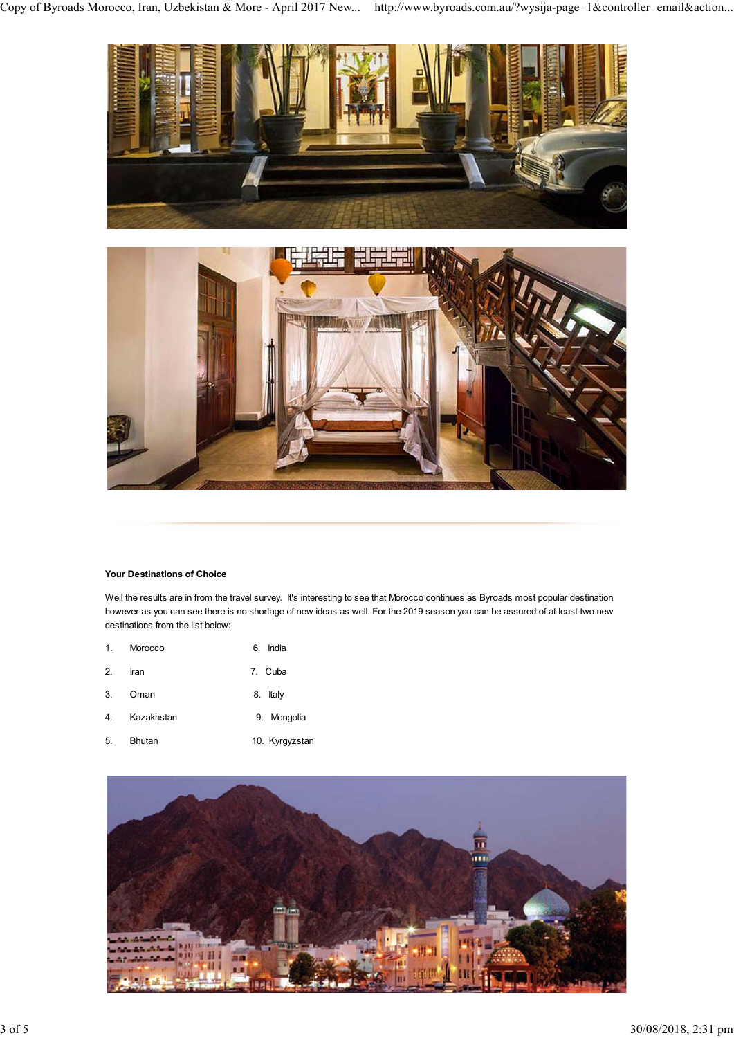**Your Destinations of Choice**

Well the results are in from the travel survey. It's interesting to see that Morocco continues as Byroads most popular destination however as you can see there is no shortage of new ideas as well. For the 2019 season you can be assured of at least two new destinations from the list below:

1. Morocco
2. Iran
3. Oman
4. Kazakhstan
5. Bhutan
6. India
7. Cuba
8. Italy
9. Mongolia
10. Kyrgyzstan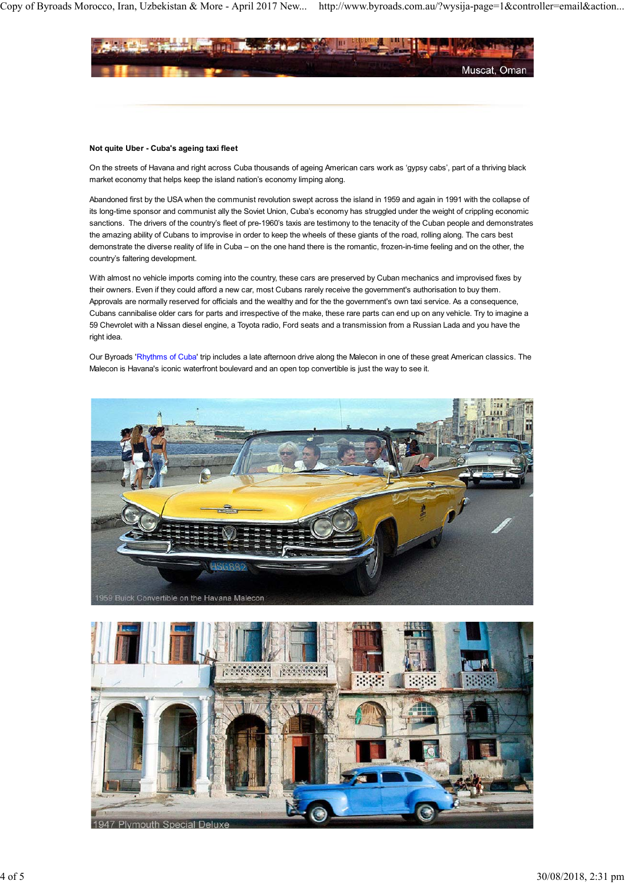Muscat, Oman

**Not quite Uber - Cuba's ageing taxi fleet**

On the streets of Havana and right across Cuba thousands of ageing American cars work as 'gypsy cabs', part of a thriving black market economy that helps keep the island nation's economy limping along.

Abandoned first by the USA when the communist revolution swept across the island in 1959 and again in 1991 with the collapse of its long-time sponsor and communist ally the Soviet Union, Cuba's economy has struggled under the weight of crippling economic sanctions.  The drivers of the country's fleet of pre-1960's taxis are testimony to the tenacity of the Cuban people and demonstrates the amazing ability of Cubans to improvise in order to keep the wheels of these giants of the road, rolling along. The cars best demonstrate the diverse reality of life in Cuba – on the one hand there is the romantic, frozen-in-time feeling and on the other, the country's faltering development.

With almost no vehicle imports coming into the country, these cars are preserved by Cuban mechanics and improvised fixes by their owners. Even if they could afford a new car, most Cubans rarely receive the government's authorisation to buy them. Approvals are normally reserved for officials and the wealthy and for the the government's own taxi service. As a consequence, Cubans cannibalise older cars for parts and irrespective of the make, these rare parts can end up on any vehicle. Try to imagine a 59 Chevrolet with a Nissan diesel engine, a Toyota radio, Ford seats and a transmission from a Russian Lada and you have the right idea.

Our Byroads 'Rhythms of Cuba' trip includes a late afternoon drive along the Malecon in one of these great American classics. The Malecon is Havana's iconic waterfront boulevard and an open top convertible is just the way to see it.

1959 Buick Convertible on the Havana Malecon

1947 Plymouth Special Deluxe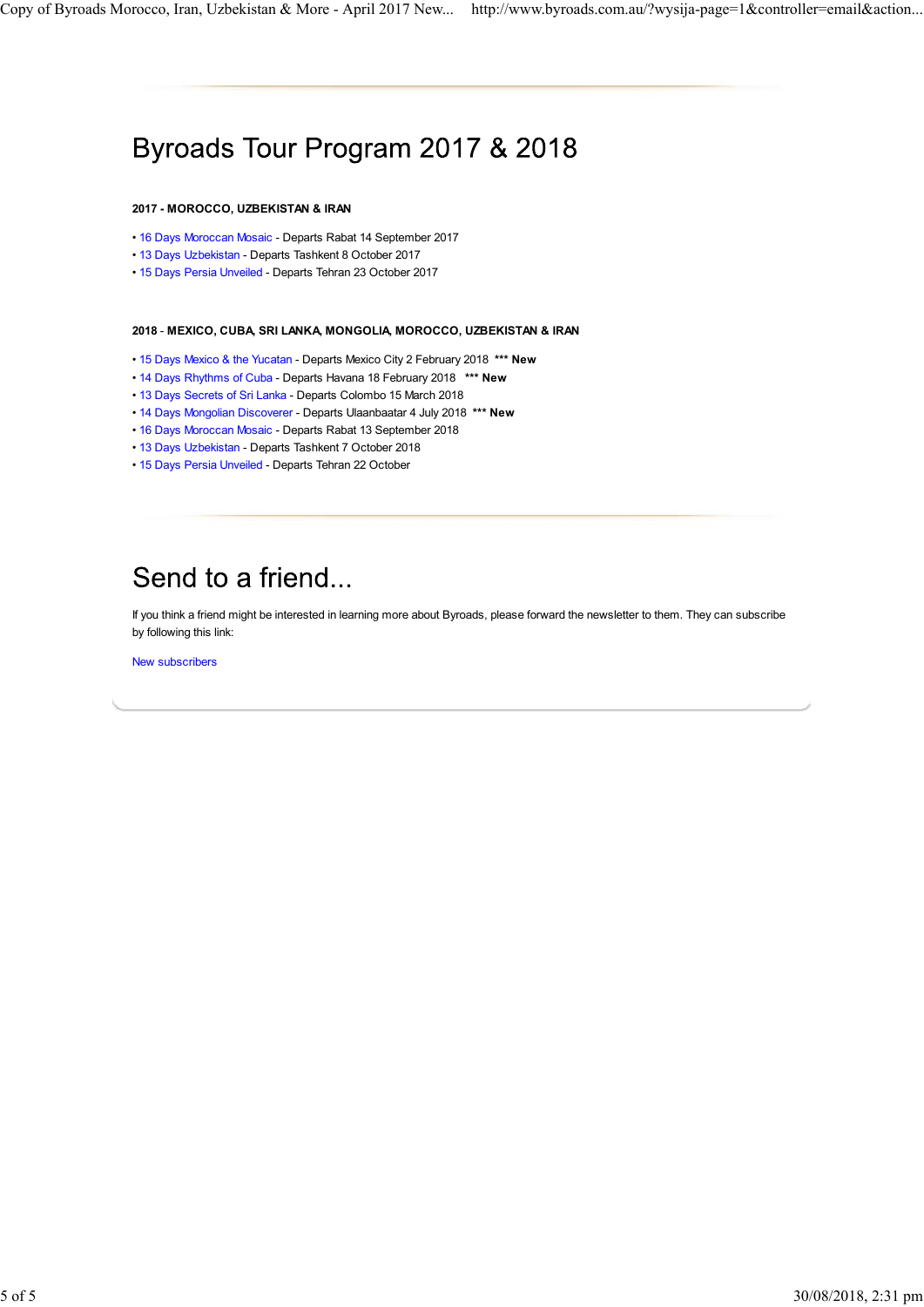# Byroads Tour Program 2017 & 2018

**2017 - MOROCCO, UZBEKISTAN & IRAN**

- 16 Days Moroccan Mosaic - Departs Rabat 14 September 2017
- 13 Days Uzbekistan - Departs Tashkent 8 October 2017
- 15 Days Persia Unveiled - Departs Tehran 23 October 2017

**2018 - MEXICO, CUBA, SRI LANKA, MONGOLIA, MOROCCO, UZBEKISTAN & IRAN**

- 15 Days Mexico & the Yucatan - Departs Mexico City 2 February 2018 *** **New**
- 14 Days Rhythms of Cuba - Departs Havana 18 February 2018 *** **New**
- 13 Days Secrets of Sri Lanka - Departs Colombo 15 March 2018
- 14 Days Mongolian Discoverer - Departs Ulaanbaatar 4 July 2018 *** **New**
- 16 Days Moroccan Mosaic - Departs Rabat 13 September 2018
- 13 Days Uzbekistan - Departs Tashkent 7 October 2018
- 15 Days Persia Unveiled - Departs Tehran 22 October

# Send to a friend...

If you think a friend might be interested in learning more about Byroads, please forward the newsletter to them. They can subscribe by following this link:

New subscribers